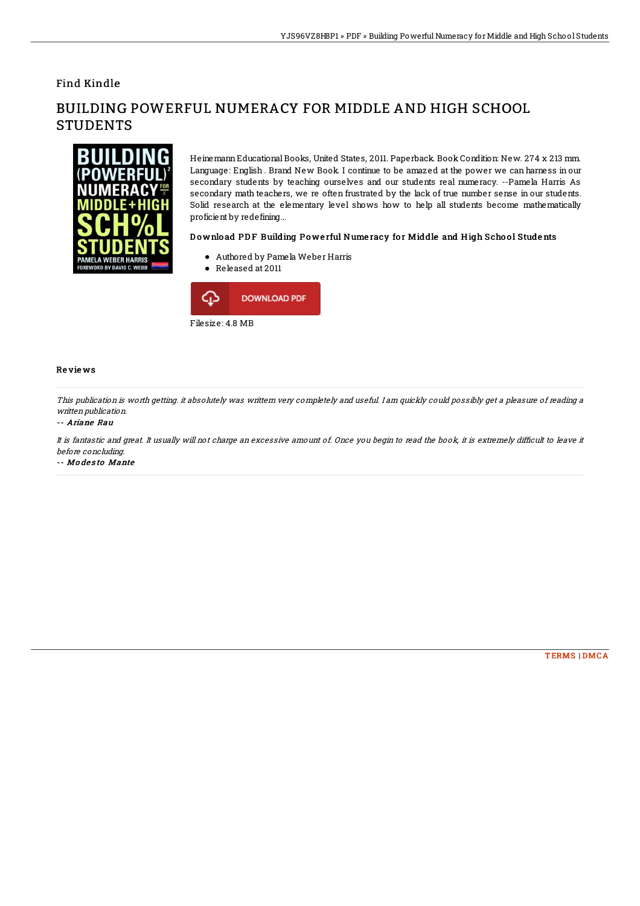Find Kindle

# BUILDING POWERFUL NUMERACY FOR MIDDLE AND HIGH SCHOOL STUDENTS

Heinemann Educational Books, United States, 2011. Paperback. Book Condition: New. 274 x 213 mm. Language: English . Brand New Book. I continue to be amazed at the power we can harness in our secondary students by teaching ourselves and our students real numeracy. --Pamela Harris As secondary math teachers, we re often frustrated by the lack of true number sense in our students. Solid research at the elementary level shows how to help all students become mathematically proficient by redefining...

### Download PDF Building Powerful Numeracy for Middle and High School Students

- Authored by Pamela Weber Harris
- Released at 2011

DOWNLOAD PDF

Filesize: 4.8 MB

## Reviews

*This publication is worth getting. it absolutely was writtern very completely and useful. I am quickly could possibly get a pleasure of reading a written publication.*

-- *Ariane Rau*

*It is fantastic and great. It usually will not charge an excessive amount of. Once you begin to read the book, it is extremely difficult to leave it before concluding.*

-- *Modesto Mante*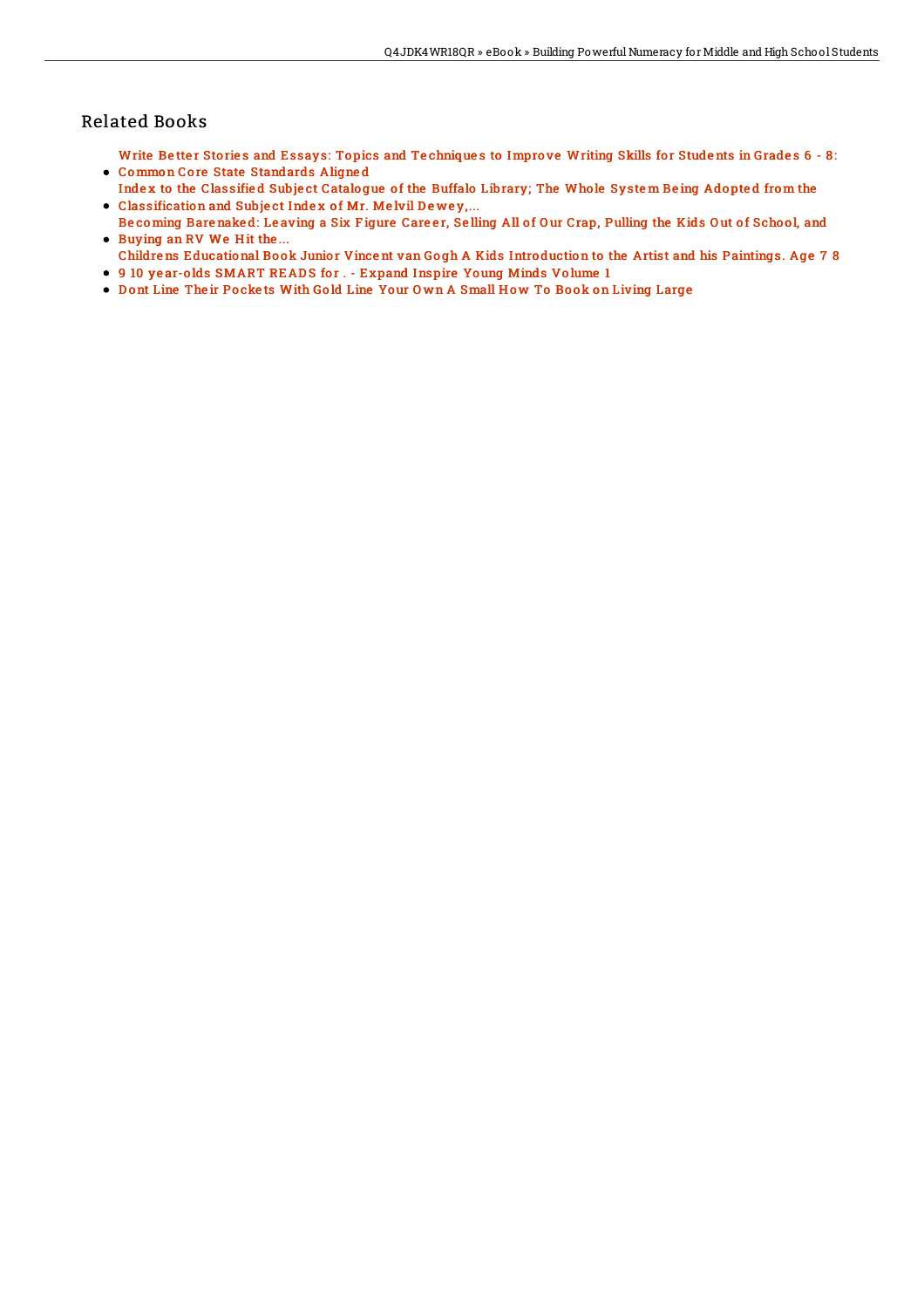## Related Books

- Write Better Stories and Essays: Topics and Techniques to Improve Writing Skills for Students in Grades 6 - 8: Common Core State Standards Aligned
- Index to the Classified Subject Catalogue of the Buffalo Library; The Whole System Being Adopted from the Classification and Subject Index of Mr. Melvil Dewey,...
- Becoming Barenaked: Leaving a Six Figure Career, Selling All of Our Crap, Pulling the Kids Out of School, and Buying an RV We Hit the...
- Childrens Educational Book Junior Vincent van Gogh A Kids Introduction to the Artist and his Paintings. Age 7 8 9 10 year-olds SMART READS for . - Expand Inspire Young Minds Volume 1
- Dont Line Their Pockets With Gold Line Your Own A Small How To Book on Living Large